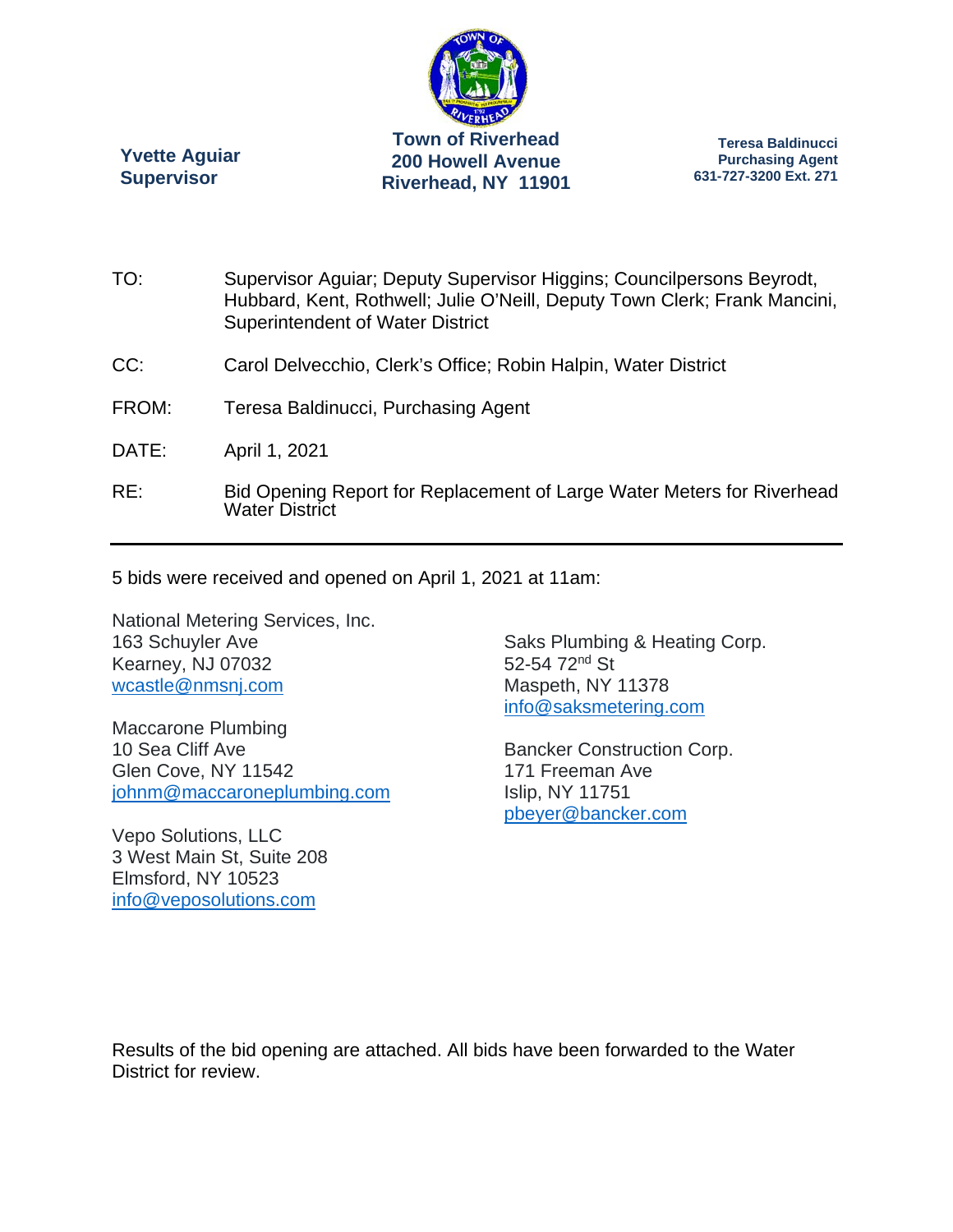**Yvette Aguiar**
**Supervisor**

**Town of Riverhead**
**200 Howell Avenue**
**Riverhead, NY 11901**

**Teresa Baldinucci**
**Purchasing Agent**
**631-727-3200 Ext. 271**

TO: Supervisor Aguiar; Deputy Supervisor Higgins; Councilpersons Beyrodt, Hubbard, Kent, Rothwell; Julie O'Neill, Deputy Town Clerk; Frank Mancini, Superintendent of Water District

CC: Carol Delvecchio, Clerk's Office; Robin Halpin, Water District

FROM: Teresa Baldinucci, Purchasing Agent

DATE: April 1, 2021

RE: Bid Opening Report for Replacement of Large Water Meters for Riverhead Water District

---

5 bids were received and opened on April 1, 2021 at 11am:

National Metering Services, Inc.
163 Schuyler Ave
Kearney, NJ 07032
wcastle@nmsnj.com

Maccarone Plumbing
10 Sea Cliff Ave
Glen Cove, NY 11542
johnm@maccaroneplumbing.com

Vepo Solutions, LLC
3 West Main St, Suite 208
Elmsford, NY 10523
info@veposolutions.com

Saks Plumbing & Heating Corp.
52-54 72nd St
Maspeth, NY 11378
info@saksmetering.com

Bancker Construction Corp.
171 Freeman Ave
Islip, NY 11751
pbeyer@bancker.com

Results of the bid opening are attached. All bids have been forwarded to the Water District for review.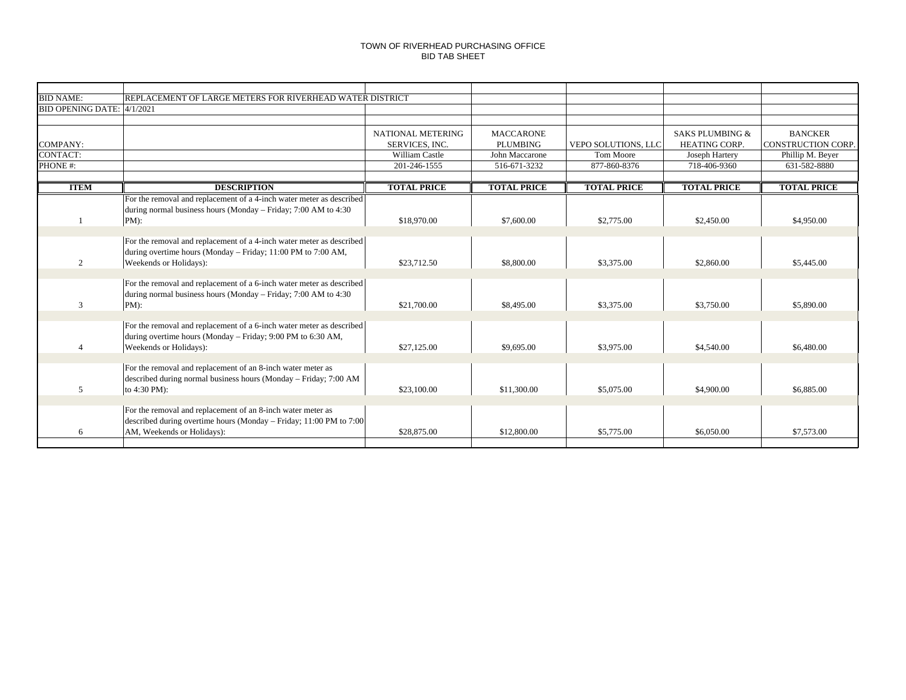TOWN OF RIVERHEAD PURCHASING OFFICE
BID TAB SHEET

| | | | | | | |
|---|---|---|---|---|---|---|
| BID NAME: | REPLACEMENT OF LARGE METERS FOR RIVERHEAD WATER DISTRICT | | | | | |
| BID OPENING DATE: | 4/1/2021 | | | | | |
| COMPANY: | | NATIONAL METERING SERVICES, INC. | MACCARONE PLUMBING | VEPO SOLUTIONS, LLC | SAKS PLUMBING & HEATING CORP. | BANCKER CONSTRUCTION CORP. |
| CONTACT: | | William Castle | John Maccarone | Tom Moore | Joseph Hartery | Phillip M. Beyer |
| PHONE #: | | 201-246-1555 | 516-671-3232 | 877-860-8376 | 718-406-9360 | 631-582-8880 |
| **ITEM** | **DESCRIPTION** | **TOTAL PRICE** | **TOTAL PRICE** | **TOTAL PRICE** | **TOTAL PRICE** | **TOTAL PRICE** |
| 1 | For the removal and replacement of a 4-inch water meter as described during normal business hours (Monday – Friday; 7:00 AM to 4:30 PM): | $18,970.00 | $7,600.00 | $2,775.00 | $2,450.00 | $4,950.00 |
| 2 | For the removal and replacement of a 4-inch water meter as described during overtime hours (Monday – Friday; 11:00 PM to 7:00 AM, Weekends or Holidays): | $23,712.50 | $8,800.00 | $3,375.00 | $2,860.00 | $5,445.00 |
| 3 | For the removal and replacement of a 6-inch water meter as described during normal business hours (Monday – Friday; 7:00 AM to 4:30 PM): | $21,700.00 | $8,495.00 | $3,375.00 | $3,750.00 | $5,890.00 |
| 4 | For the removal and replacement of a 6-inch water meter as described during overtime hours (Monday – Friday; 9:00 PM to 6:30 AM, Weekends or Holidays): | $27,125.00 | $9,695.00 | $3,975.00 | $4,540.00 | $6,480.00 |
| 5 | For the removal and replacement of an 8-inch water meter as described during normal business hours (Monday – Friday; 7:00 AM to 4:30 PM): | $23,100.00 | $11,300.00 | $5,075.00 | $4,900.00 | $6,885.00 |
| 6 | For the removal and replacement of an 8-inch water meter as described during overtime hours (Monday – Friday; 11:00 PM to 7:00 AM, Weekends or Holidays): | $28,875.00 | $12,800.00 | $5,775.00 | $6,050.00 | $7,573.00 |